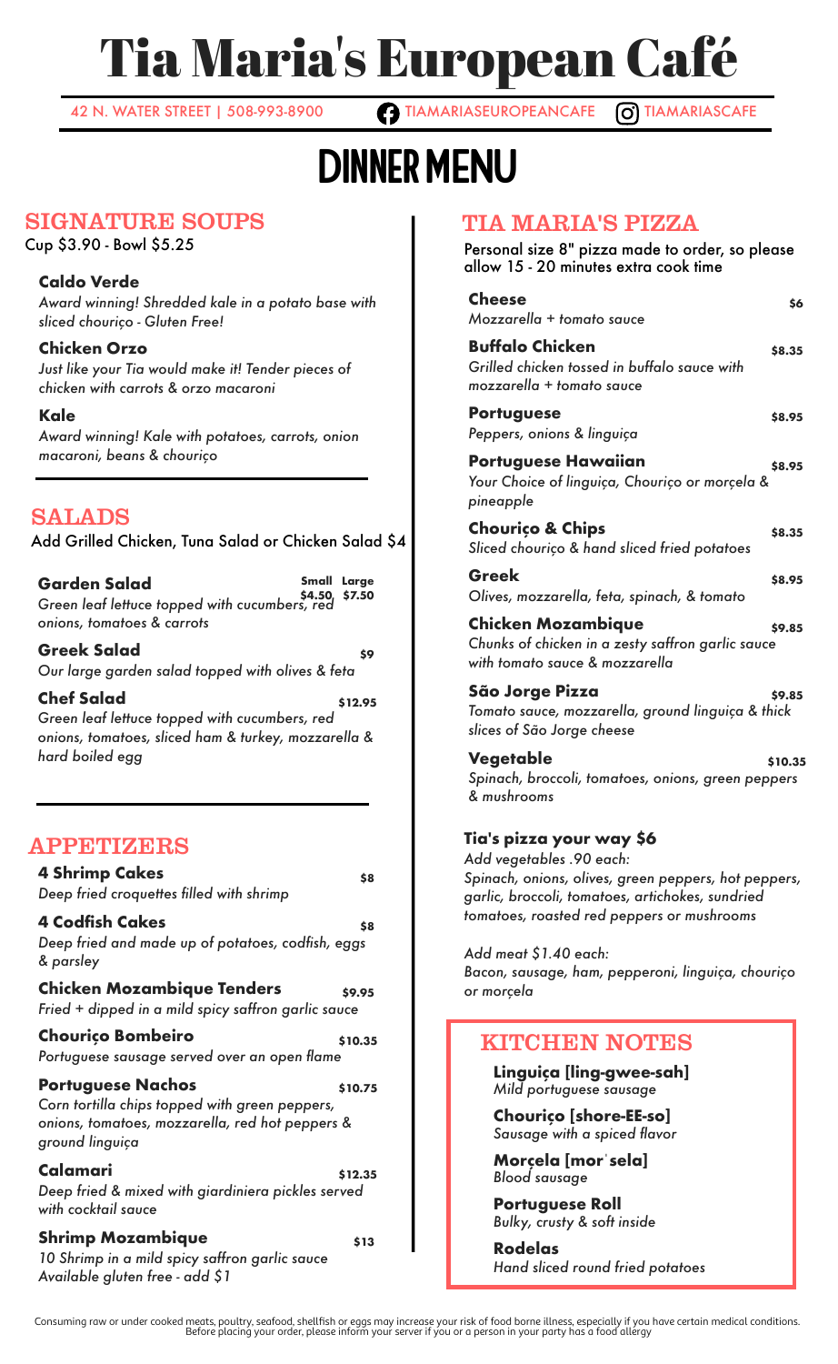# Tia Maria's European Café

42 N. WATER STREET | 508-993-8900 | TIAMARIASEUROPEANCAFE | TIAMARIASCAFE

# DINNER MENU

## SIGNATURE SOUPS

Cup $3.90 - Bowl $5.25

**Caldo Verde**
*Award winning! Shredded kale in a potato base with sliced chouriço - Gluten Free!*

**Chicken Orzo**
*Just like your Tia would make it! Tender pieces of chicken with carrots & orzo macaroni*

**Kale**
*Award winning! Kale with potatoes, carrots, onion macaroni, beans & chouriço*

## SALADS

Add Grilled Chicken, Tuna Salad or Chicken Salad $4

**Garden Salad** — Small $4.50, Large $7.50
*Green leaf lettuce topped with cucumbers, red onions, tomatoes & carrots*

**Greek Salad** — $9
*Our large garden salad topped with olives & feta*

**Chef Salad** — $12.95
*Green leaf lettuce topped with cucumbers, red onions, tomatoes, sliced ham & turkey, mozzarella & hard boiled egg*

## APPETIZERS

**4 Shrimp Cakes** — $8
*Deep fried croquettes filled with shrimp*

**4 Codfish Cakes** — $8
*Deep fried and made up of potatoes, codfish, eggs & parsley*

**Chicken Mozambique Tenders** — $9.95
*Fried + dipped in a mild spicy saffron garlic sauce*

**Chouriço Bombeiro** — $10.35
*Portuguese sausage served over an open flame*

**Portuguese Nachos** — $10.75
*Corn tortilla chips topped with green peppers, onions, tomatoes, mozzarella, red hot peppers & ground linguiça*

**Calamari** — $12.35
*Deep fried & mixed with giardiniera pickles served with cocktail sauce*

**Shrimp Mozambique** — $13
*10 Shrimp in a mild spicy saffron garlic sauce*
*Available gluten free - add $1*

## TIA MARIA'S PIZZA

Personal size 8" pizza made to order, so please allow 15 - 20 minutes extra cook time

**Cheese** — $6
*Mozzarella + tomato sauce*

**Buffalo Chicken** — $8.35
*Grilled chicken tossed in buffalo sauce with mozzarella + tomato sauce*

**Portuguese** — $8.95
*Peppers, onions & linguiça*

**Portuguese Hawaiian** — $8.95
*Your Choice of linguiça, Chouriço or morçela & pineapple*

**Chouriço & Chips** — $8.35
*Sliced chouriço & hand sliced fried potatoes*

**Greek** — $8.95
*Olives, mozzarella, feta, spinach, & tomato*

**Chicken Mozambique** — $9.85
*Chunks of chicken in a zesty saffron garlic sauce with tomato sauce & mozzarella*

**São Jorge Pizza** — $9.85
*Tomato sauce, mozzarella, ground linguiça & thick slices of São Jorge cheese*

**Vegetable** — $10.35
*Spinach, broccoli, tomatoes, onions, green peppers & mushrooms*

**Tia's pizza your way $6**
*Add vegetables .90 each:*
*Spinach, onions, olives, green peppers, hot peppers, garlic, broccoli, tomatoes, artichokes, sundried tomatoes, roasted red peppers or mushrooms*

*Add meat $1.40 each:*
*Bacon, sausage, ham, pepperoni, linguiça, chouriço or morçela*

## KITCHEN NOTES

**Linguiça [ling-gwee-sah]**
*Mild portuguese sausage*

**Chouriço [shore-EE-so]**
*Sausage with a spiced flavor*

**Morçela [mor'sela]**
*Blood sausage*

**Portuguese Roll**
*Bulky, crusty & soft inside*

**Rodelas**
*Hand sliced round fried potatoes*

Consuming raw or under cooked meats, poultry, seafood, shellfish or eggs may increase your risk of food borne illness, especially if you have certain medical conditions. Before placing your order, please inform your server if you or a person in your party has a food allergy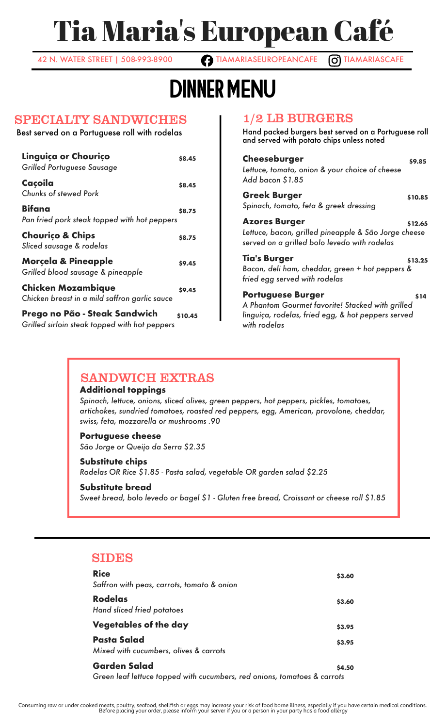# Tia Maria's European Café

42 N. WATER STREET | 508-993-8900 TIAMARIASEUROPEANCAFE TIAMARIASCAFE

# DINNER MENU

## SPECIALTY SANDWICHES

Best served on a Portuguese roll with rodelas

**Linguiça or Chouriço** $8.45
*Grilled Portuguese Sausage*

**Caçoila** $8.45
*Chunks of stewed Pork*

**Bifana** $8.75
*Pan fried pork steak topped with hot peppers*

**Chouriço & Chips** $8.75
*Sliced sausage & rodelas*

**Morçela & Pineapple** $9.45
*Grilled blood sausage & pineapple*

**Chicken Mozambique** $9.45
*Chicken breast in a mild saffron garlic sauce*

**Prego no Pão - Steak Sandwich** $10.45
*Grilled sirloin steak topped with hot peppers*

## 1/2 LB BURGERS

Hand packed burgers best served on a Portuguese roll and served with potato chips unless noted

**Cheeseburger** $9.85
*Lettuce, tomato, onion & your choice of cheese*
*Add bacon $1.85*

**Greek Burger** $10.85
*Spinach, tomato, feta & greek dressing*

**Azores Burger** $12.65
*Lettuce, bacon, grilled pineapple & São Jorge cheese served on a grilled bolo levedo with rodelas*

**Tia's Burger** $13.25
*Bacon, deli ham, cheddar, green + hot peppers & fried egg served with rodelas*

**Portuguese Burger** $14
*A Phantom Gourmet favorite! Stacked with grilled linguiça, rodelas, fried egg, & hot peppers served with rodelas*

## SANDWICH EXTRAS

**Additional toppings**
*Spinach, lettuce, onions, sliced olives, green peppers, hot peppers, pickles, tomatoes, artichokes, sundried tomatoes, roasted red peppers, egg, American, provolone, cheddar, swiss, feta, mozzarella or mushrooms .90*

**Portuguese cheese**
*São Jorge or Queijo da Serra $2.35*

**Substitute chips**
*Rodelas OR Rice $1.85 - Pasta salad, vegetable OR garden salad $2.25*

**Substitute bread**
*Sweet bread, bolo levedo or bagel $1 - Gluten free bread, Croissant or cheese roll $1.85*

## SIDES

**Rice** $3.60
*Saffron with peas, carrots, tomato & onion*

**Rodelas** $3.60
*Hand sliced fried potatoes*

**Vegetables of the day** $3.95

**Pasta Salad** $3.95
*Mixed with cucumbers, olives & carrots*

**Garden Salad** $4.50
*Green leaf lettuce topped with cucumbers, red onions, tomatoes & carrots*

Consuming raw or under cooked meats, poultry, seafood, shellfish or eggs may increase your risk of food borne illness, especially if you have certain medical conditions. Before placing your order, please inform your server if you or a person in your party has a food allergy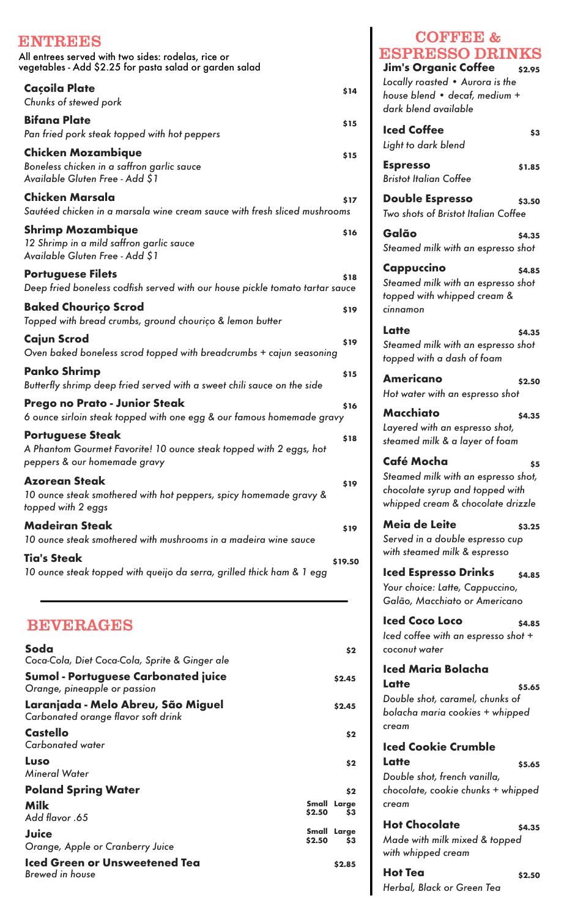## ENTREES

All entrees served with two sides: rodelas, rice or vegetables - Add $2.25 for pasta salad or garden salad

**Caçoila Plate** $14
*Chunks of stewed pork*

**Bifana Plate** $15
*Pan fried pork steak topped with hot peppers*

**Chicken Mozambique** $15
*Boneless chicken in a saffron garlic sauce*
*Available Gluten Free - Add $1*

**Chicken Marsala** $17
*Sautéed chicken in a marsala wine cream sauce with fresh sliced mushrooms*

**Shrimp Mozambique** $16
*12 Shrimp in a mild saffron garlic sauce*
*Available Gluten Free - Add $1*

**Portuguese Filets** $18
*Deep fried boneless codfish served with our house pickle tomato tartar sauce*

**Baked Chouriço Scrod** $19
*Topped with bread crumbs, ground chouriço & lemon butter*

**Cajun Scrod** $19
*Oven baked boneless scrod topped with breadcrumbs + cajun seasoning*

**Panko Shrimp** $15
*Butterfly shrimp deep fried served with a sweet chili sauce on the side*

**Prego no Prato - Junior Steak** $16
*6 ounce sirloin steak topped with one egg & our famous homemade gravy*

**Portuguese Steak** $18
*A Phantom Gourmet Favorite! 10 ounce steak topped with 2 eggs, hot peppers & our homemade gravy*

**Azorean Steak** $19
*10 ounce steak smothered with hot peppers, spicy homemade gravy & topped with 2 eggs*

**Madeiran Steak** $19
*10 ounce steak smothered with mushrooms in a madeira wine sauce*

**Tia's Steak** $19.50
*10 ounce steak topped with queijo da serra, grilled thick ham & 1 egg*

## BEVERAGES

**Soda** $2
*Coca-Cola, Diet Coca-Cola, Sprite & Ginger ale*

**Sumol - Portuguese Carbonated juice** $2.45
*Orange, pineapple or passion*

**Laranjada - Melo Abreu, São Miguel** $2.45
*Carbonated orange flavor soft drink*

**Castello** $2
*Carbonated water*

**Luso** $2
*Mineral Water*

**Poland Spring Water** $2

**Milk** Small $2.50 Large $3
*Add flavor .65*

**Juice** Small $2.50 Large $3
*Orange, Apple or Cranberry Juice*

**Iced Green or Unsweetened Tea** $2.85
*Brewed in house*

## COFFEE & ESPRESSO DRINKS

**Jim's Organic Coffee** $2.95
*Locally roasted • Aurora is the house blend • decaf, medium + dark blend available*

**Iced Coffee** $3
*Light to dark blend*

**Espresso** $1.85
*Bristot Italian Coffee*

**Double Espresso** $3.50
*Two shots of Bristot Italian Coffee*

**Galão** $4.35
*Steamed milk with an espresso shot*

**Cappuccino** $4.85
*Steamed milk with an espresso shot topped with whipped cream & cinnamon*

**Latte** $4.35
*Steamed milk with an espresso shot topped with a dash of foam*

**Americano** $2.50
*Hot water with an espresso shot*

**Macchiato** $4.35
*Layered with an espresso shot, steamed milk & a layer of foam*

**Café Mocha** $5
*Steamed milk with an espresso shot, chocolate syrup and topped with whipped cream & chocolate drizzle*

**Meia de Leite** $3.25
*Served in a double espresso cup with steamed milk & espresso*

**Iced Espresso Drinks** $4.85
*Your choice: Latte, Cappuccino, Galão, Macchiato or Americano*

**Iced Coco Loco** $4.85
*Iced coffee with an espresso shot + coconut water*

**Iced Maria Bolacha Latte** $5.65
*Double shot, caramel, chunks of bolacha maria cookies + whipped cream*

**Iced Cookie Crumble Latte** $5.65
*Double shot, french vanilla, chocolate, cookie chunks + whipped cream*

**Hot Chocolate** $4.35
*Made with milk mixed & topped with whipped cream*

**Hot Tea** $2.50
*Herbal, Black or Green Tea*